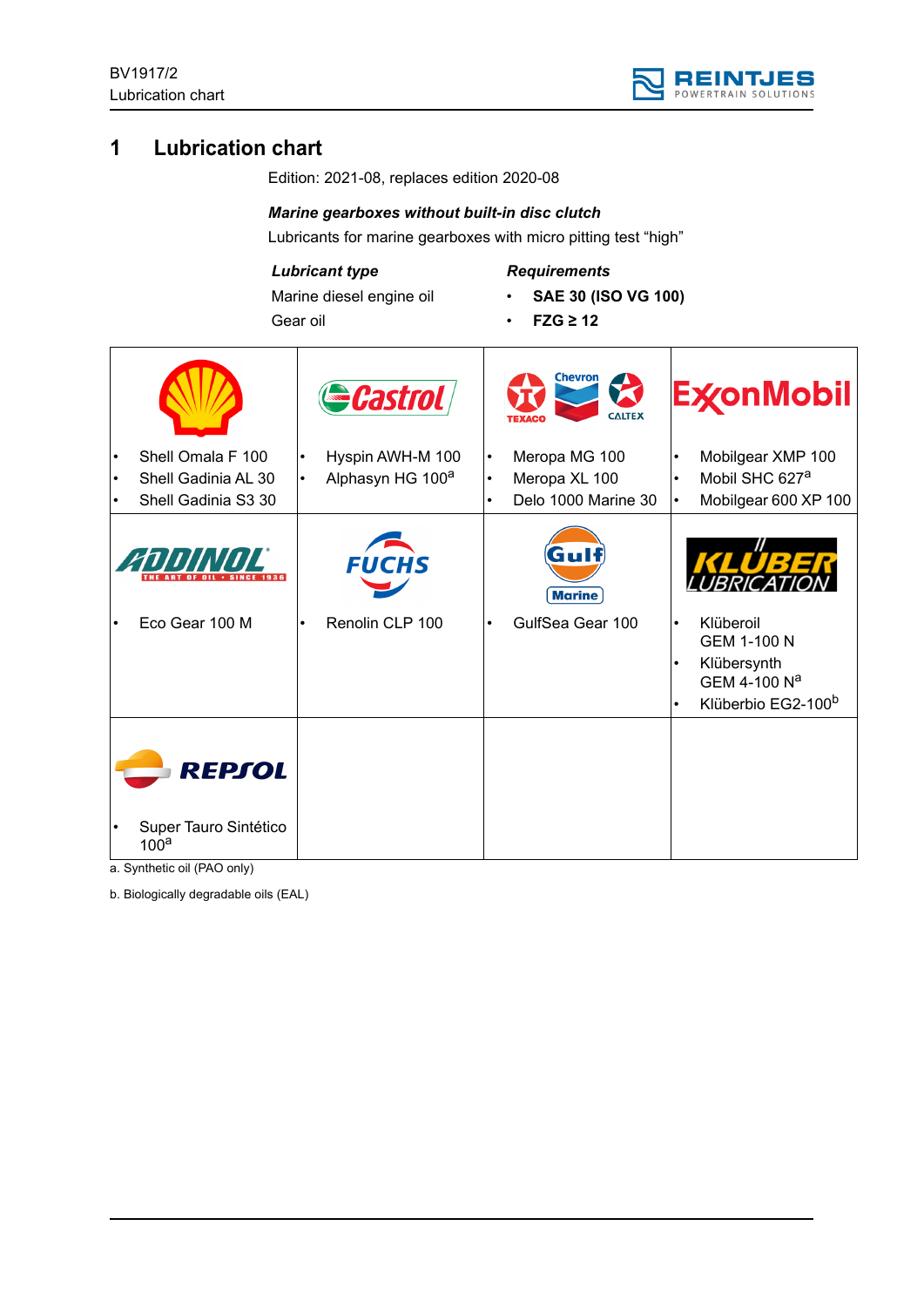# 1 Lubrication chart

Edition: 2021-08, replaces edition 2020-08

***Marine gearboxes without built-in disc clutch***

Lubricants for marine gearboxes with micro pitting test “high”

| ***Lubricant type*** | ***Requirements*** |
|---|---|
| Marine diesel engine oil | • **SAE 30 (ISO VG 100)** |
| Gear oil | • **FZG ≥ 12** |

| Shell | Castrol | Chevron / Texaco / Caltex | ExxonMobil |
|---|---|---|---|
| • Shell Omala F 100<br>• Shell Gadinia AL 30<br>• Shell Gadinia S3 30 | • Hyspin AWH-M 100<br>• Alphasyn HG 100[a] | • Meropa MG 100<br>• Meropa XL 100<br>• Delo 1000 Marine 30 | • Mobilgear XMP 100<br>• Mobil SHC 627[a]<br>• Mobilgear 600 XP 100 |
| **Addinol** | **Fuchs** | **Gulf Marine** | **Klüber Lubrication** |
| • Eco Gear 100 M | • Renolin CLP 100 | • GulfSea Gear 100 | • Klüberoil GEM 1-100 N<br>• Klübersynth GEM 4-100 N[a]<br>• Klüberbio EG2-100[b] |
| **Repsol** | | | |
| • Super Tauro Sintético 100[a] | | | |

a. Synthetic oil (PAO only)

b. Biologically degradable oils (EAL)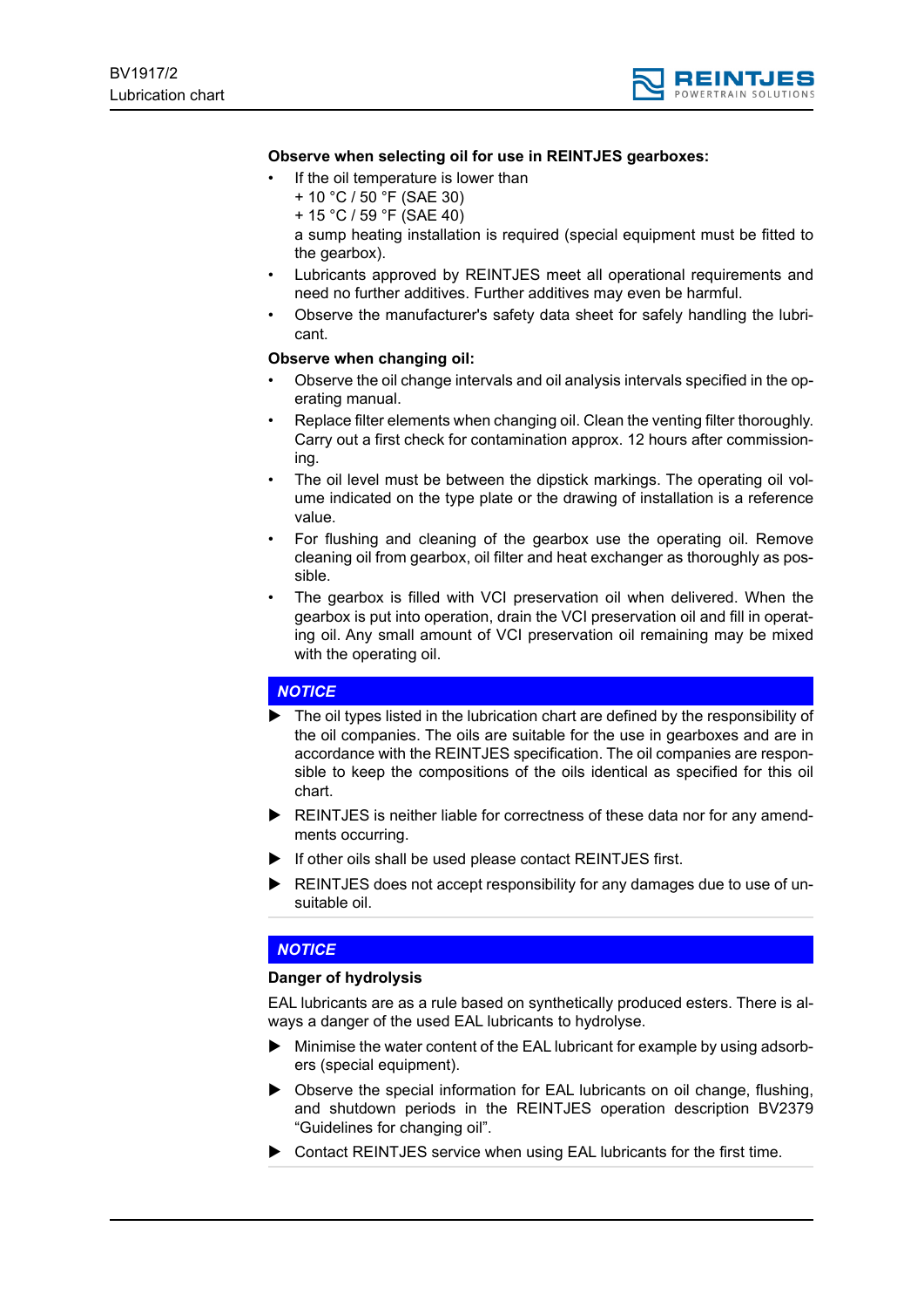**Observe when selecting oil for use in REINTJES gearboxes:**

- If the oil temperature is lower than
  + 10 °C / 50 °F (SAE 30)
  + 15 °C / 59 °F (SAE 40)
  a sump heating installation is required (special equipment must be fitted to the gearbox).
- Lubricants approved by REINTJES meet all operational requirements and need no further additives. Further additives may even be harmful.
- Observe the manufacturer's safety data sheet for safely handling the lubricant.

**Observe when changing oil:**

- Observe the oil change intervals and oil analysis intervals specified in the operating manual.
- Replace filter elements when changing oil. Clean the venting filter thoroughly. Carry out a first check for contamination approx. 12 hours after commissioning.
- The oil level must be between the dipstick markings. The operating oil volume indicated on the type plate or the drawing of installation is a reference value.
- For flushing and cleaning of the gearbox use the operating oil. Remove cleaning oil from gearbox, oil filter and heat exchanger as thoroughly as possible.
- The gearbox is filled with VCI preservation oil when delivered. When the gearbox is put into operation, drain the VCI preservation oil and fill in operating oil. Any small amount of VCI preservation oil remaining may be mixed with the operating oil.

***NOTICE***

- ▶ The oil types listed in the lubrication chart are defined by the responsibility of the oil companies. The oils are suitable for the use in gearboxes and are in accordance with the REINTJES specification. The oil companies are responsible to keep the compositions of the oils identical as specified for this oil chart.
- ▶ REINTJES is neither liable for correctness of these data nor for any amendments occurring.
- ▶ If other oils shall be used please contact REINTJES first.
- ▶ REINTJES does not accept responsibility for any damages due to use of unsuitable oil.

***NOTICE***

**Danger of hydrolysis**

EAL lubricants are as a rule based on synthetically produced esters. There is always a danger of the used EAL lubricants to hydrolyse.

- ▶ Minimise the water content of the EAL lubricant for example by using adsorbers (special equipment).
- ▶ Observe the special information for EAL lubricants on oil change, flushing, and shutdown periods in the REINTJES operation description BV2379 “Guidelines for changing oil”.
- ▶ Contact REINTJES service when using EAL lubricants for the first time.